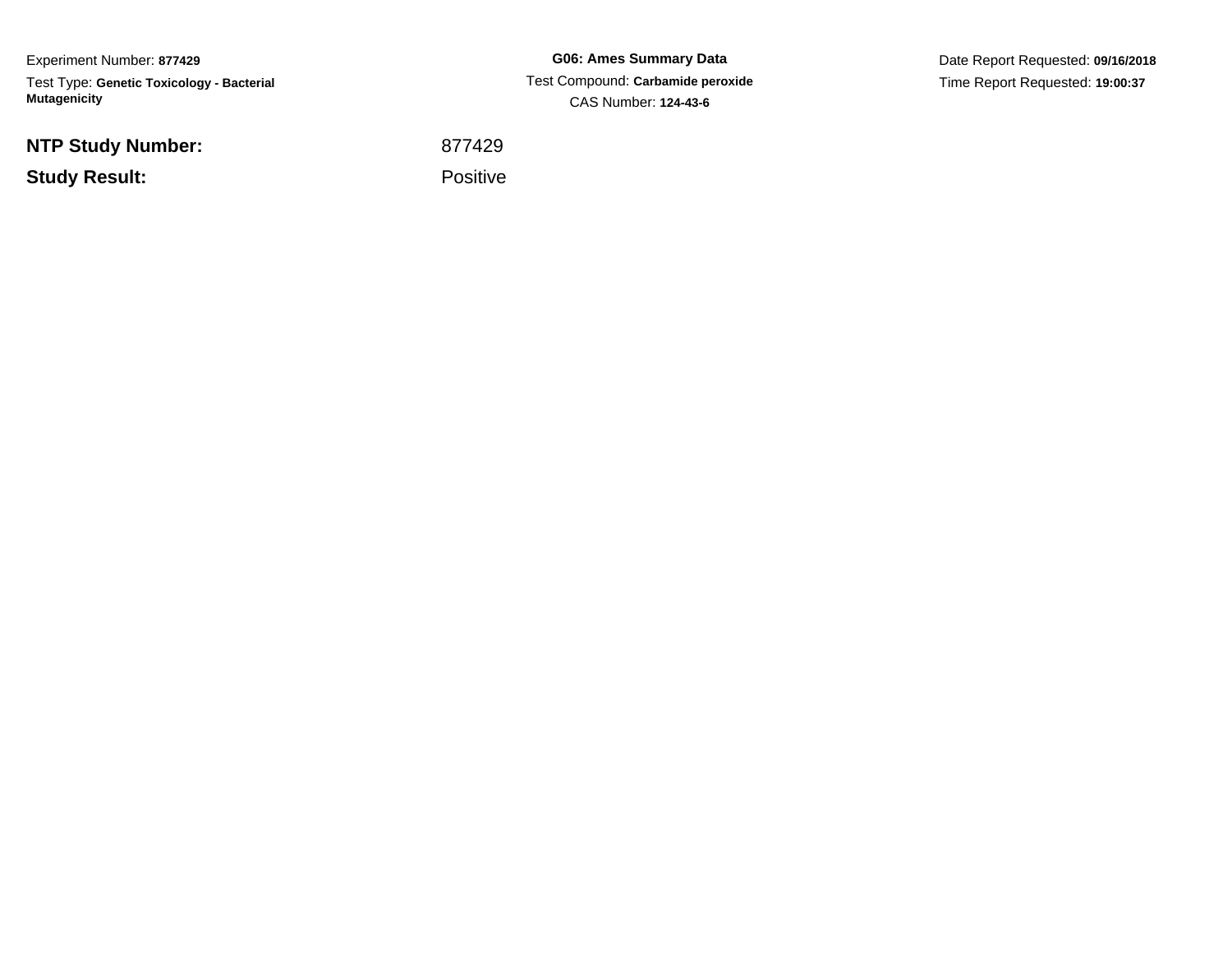Experiment Number: **877429**

Test Type: **Genetic Toxicology - Bacterial Mutagenicity**

**G06: Ames Summary Data**

Test Compound: **Carbamide peroxide**

CAS Number: **124-43-6**

Date Report Requested: **09/16/2018**

Time Report Requested: **19:00:37**

**NTP Study Number:** 877429

**Study Result:** Positive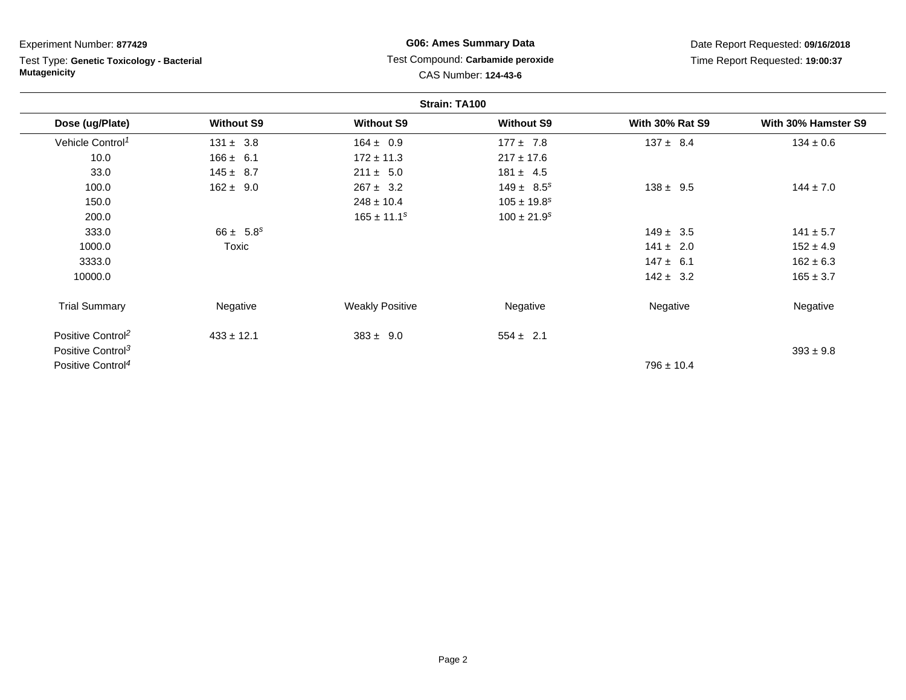Experiment Number: **877429**

Test Type: **Genetic Toxicology - Bacterial Mutagenicity**

**G06: Ames Summary Data**

Test Compound: **Carbamide peroxide**

CAS Number: **124-43-6**

Date Report Requested: **09/16/2018**

Time Report Requested: **19:00:37**

**Strain: TA100**

| Dose (ug/Plate) | Without S9 | Without S9 | Without S9 | With 30% Rat S9 | With 30% Hamster S9 |
|---|---|---|---|---|---|
| Vehicle Control[1] | 131 ± 3.8 | 164 ± 0.9 | 177 ± 7.8 | 137 ± 8.4 | 134 ± 0.6 |
| 10.0 | 166 ± 6.1 | 172 ± 11.3 | 217 ± 17.6 | | |
| 33.0 | 145 ± 8.7 | 211 ± 5.0 | 181 ± 4.5 | | |
| 100.0 | 162 ± 9.0 | 267 ± 3.2 | 149 ± 8.5[s] | 138 ± 9.5 | 144 ± 7.0 |
| 150.0 | | 248 ± 10.4 | 105 ± 19.8[s] | | |
| 200.0 | | 165 ± 11.1[s] | 100 ± 21.9[s] | | |
| 333.0 | 66 ± 5.8[s] | | | 149 ± 3.5 | 141 ± 5.7 |
| 1000.0 | Toxic | | | 141 ± 2.0 | 152 ± 4.9 |
| 3333.0 | | | | 147 ± 6.1 | 162 ± 6.3 |
| 10000.0 | | | | 142 ± 3.2 | 165 ± 3.7 |
| Trial Summary | Negative | Weakly Positive | Negative | Negative | Negative |
| Positive Control[2] | 433 ± 12.1 | 383 ± 9.0 | 554 ± 2.1 | | |
| Positive Control[3] | | | | | 393 ± 9.8 |
| Positive Control[4] | | | | 796 ± 10.4 | |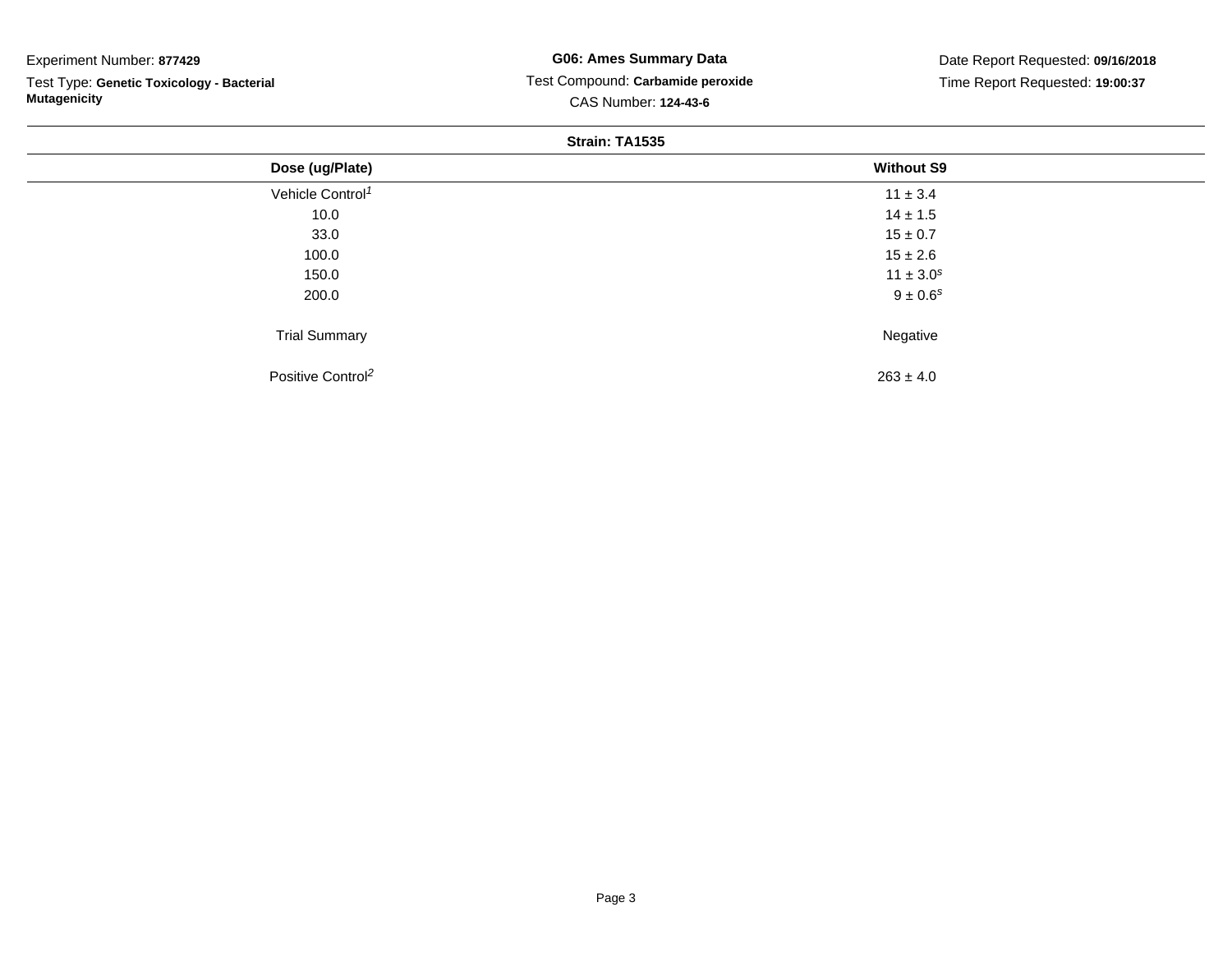Experiment Number: **877429**

Test Type: **Genetic Toxicology - Bacterial Mutagenicity**

**G06: Ames Summary Data**

Test Compound: **Carbamide peroxide**

CAS Number: **124-43-6**

Date Report Requested: **09/16/2018**

Time Report Requested: **19:00:37**

**Strain: TA1535**

| Dose (ug/Plate) | Without S9 |
|---|---|
| Vehicle Control[1] | 11 ± 3.4 |
| 10.0 | 14 ± 1.5 |
| 33.0 | 15 ± 0.7 |
| 100.0 | 15 ± 2.6 |
| 150.0 | 11 ± 3.0[s] |
| 200.0 | 9 ± 0.6[s] |
| Trial Summary | Negative |
| Positive Control[2] | 263 ± 4.0 |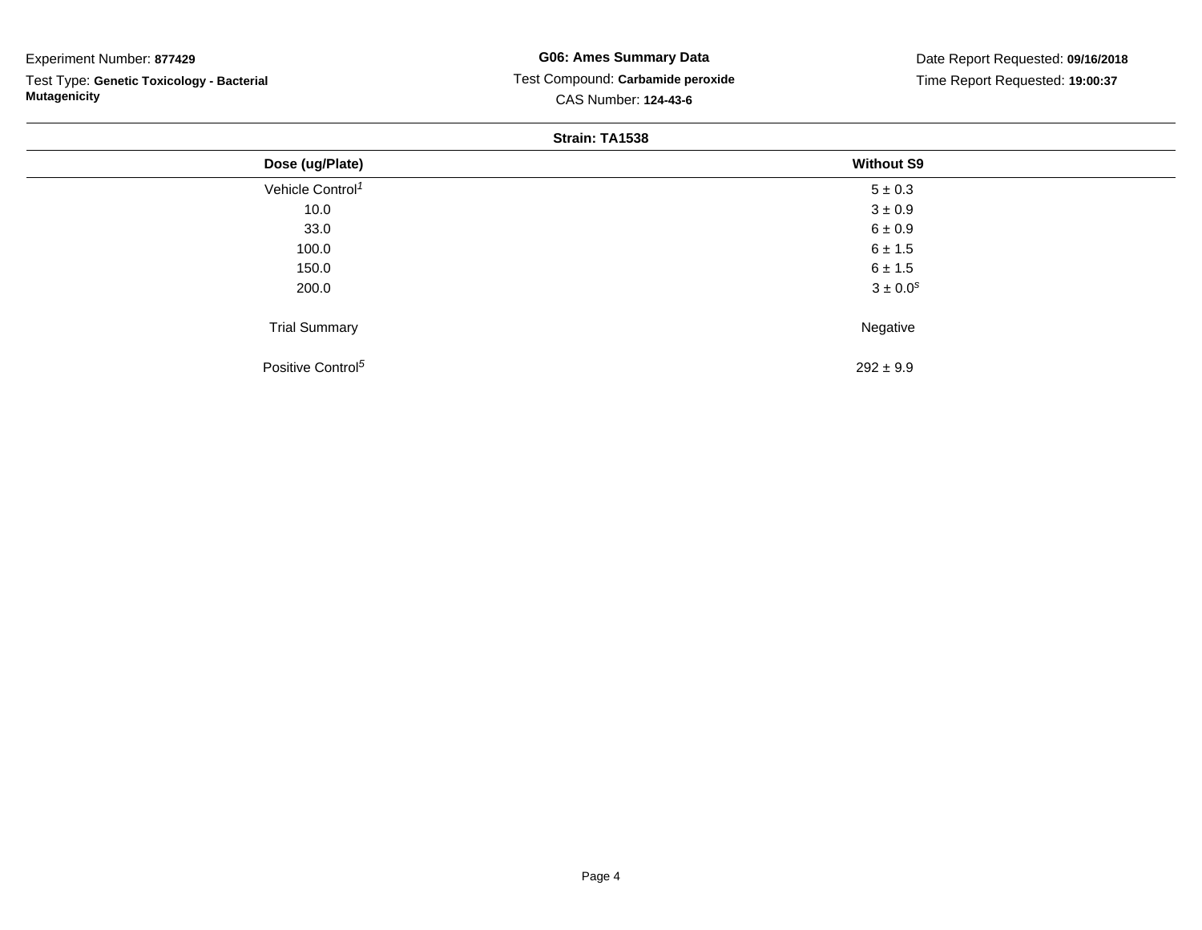Experiment Number: **877429**

Test Type: **Genetic Toxicology - Bacterial Mutagenicity**

**G06: Ames Summary Data**

Test Compound: **Carbamide peroxide**

CAS Number: **124-43-6**

Date Report Requested: **09/16/2018**

Time Report Requested: **19:00:37**

**Strain: TA1538**

| Dose (ug/Plate) | Without S9 |
|---|---|
| Vehicle Control[1] | 5 ± 0.3 |
| 10.0 | 3 ± 0.9 |
| 33.0 | 6 ± 0.9 |
| 100.0 | 6 ± 1.5 |
| 150.0 | 6 ± 1.5 |
| 200.0 | 3 ± 0.0[s] |
| Trial Summary | Negative |
| Positive Control[5] | 292 ± 9.9 |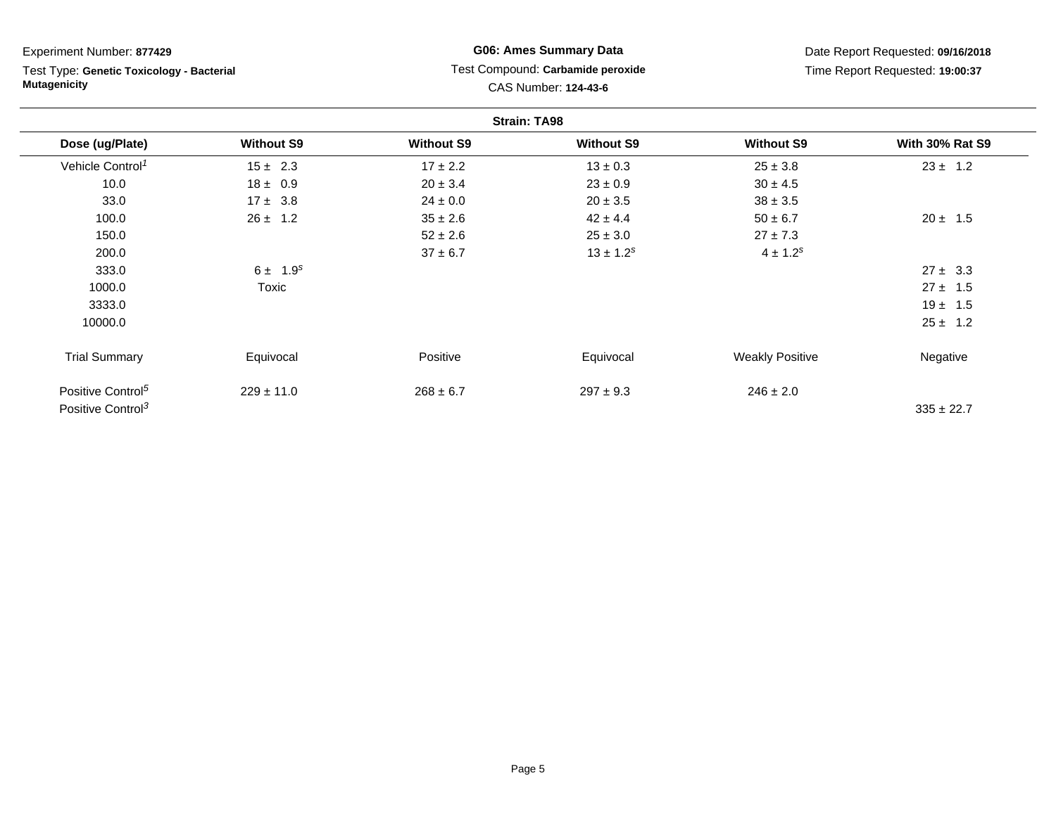Experiment Number: **877429**

Test Type: **Genetic Toxicology - Bacterial Mutagenicity**

**G06: Ames Summary Data**

Test Compound: **Carbamide peroxide**

CAS Number: **124-43-6**

Date Report Requested: **09/16/2018**

Time Report Requested: **19:00:37**

**Strain: TA98**

| Dose (ug/Plate) | Without S9 | Without S9 | Without S9 | Without S9 | With 30% Rat S9 |
|---|---|---|---|---|---|
| Vehicle Control[1] | 15 ± 2.3 | 17 ± 2.2 | 13 ± 0.3 | 25 ± 3.8 | 23 ± 1.2 |
| 10.0 | 18 ± 0.9 | 20 ± 3.4 | 23 ± 0.9 | 30 ± 4.5 | |
| 33.0 | 17 ± 3.8 | 24 ± 0.0 | 20 ± 3.5 | 38 ± 3.5 | |
| 100.0 | 26 ± 1.2 | 35 ± 2.6 | 42 ± 4.4 | 50 ± 6.7 | 20 ± 1.5 |
| 150.0 | | 52 ± 2.6 | 25 ± 3.0 | 27 ± 7.3 | |
| 200.0 | | 37 ± 6.7 | 13 ± 1.2[s] | 4 ± 1.2[s] | |
| 333.0 | 6 ± 1.9[s] | | | | 27 ± 3.3 |
| 1000.0 | Toxic | | | | 27 ± 1.5 |
| 3333.0 | | | | | 19 ± 1.5 |
| 10000.0 | | | | | 25 ± 1.2 |
| Trial Summary | Equivocal | Positive | Equivocal | Weakly Positive | Negative |
| Positive Control[5] | 229 ± 11.0 | 268 ± 6.7 | 297 ± 9.3 | 246 ± 2.0 | |
| Positive Control[3] | | | | | 335 ± 22.7 |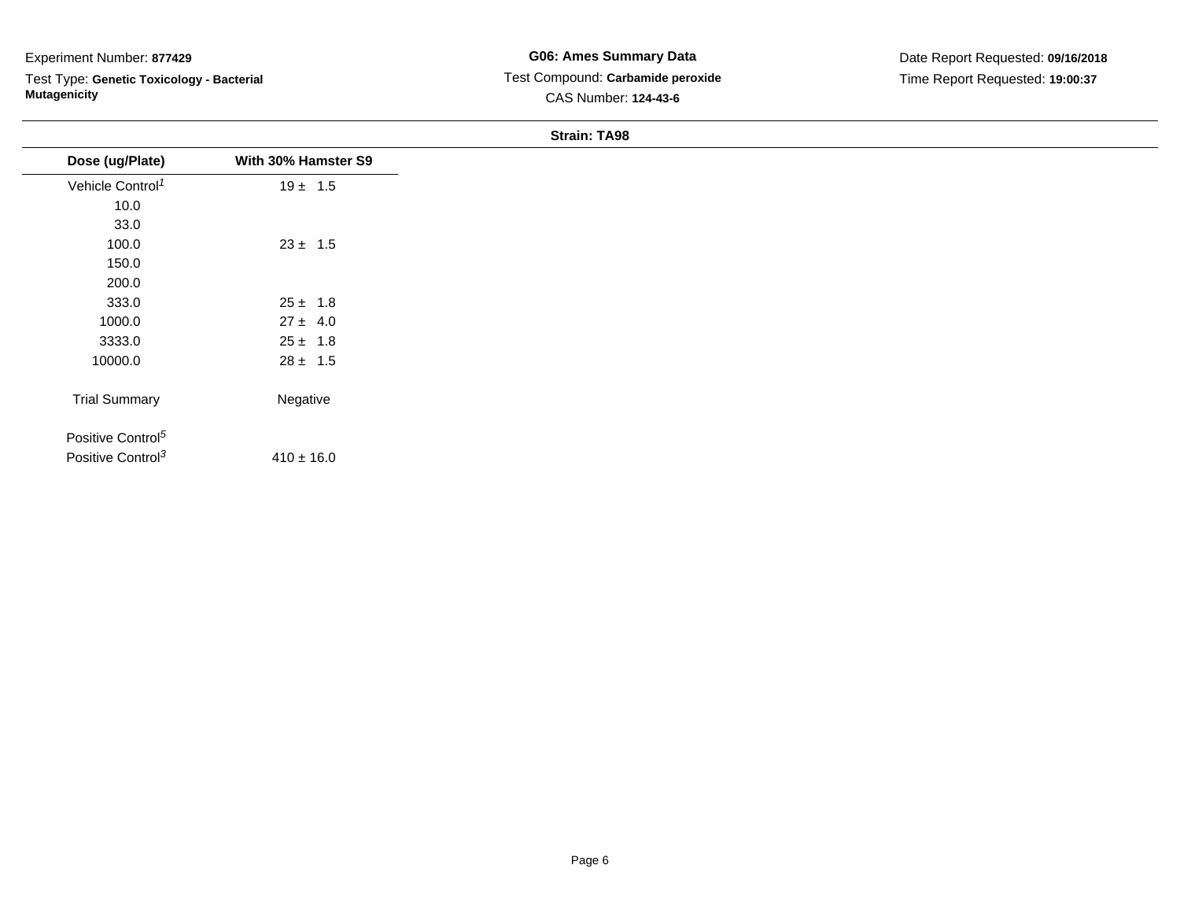Experiment Number: **877429**

Test Type: **Genetic Toxicology - Bacterial Mutagenicity**

**G06: Ames Summary Data**

Test Compound: **Carbamide peroxide**

CAS Number: **124-43-6**

Date Report Requested: **09/16/2018**

Time Report Requested: **19:00:37**

**Strain: TA98**

| Dose (ug/Plate) | With 30% Hamster S9 |
|---|---|
| Vehicle Control[1] | 19 ± 1.5 |
| 10.0 | |
| 33.0 | |
| 100.0 | 23 ± 1.5 |
| 150.0 | |
| 200.0 | |
| 333.0 | 25 ± 1.8 |
| 1000.0 | 27 ± 4.0 |
| 3333.0 | 25 ± 1.8 |
| 10000.0 | 28 ± 1.5 |
| Trial Summary | Negative |
| Positive Control[5] | |
| Positive Control[3] | 410 ± 16.0 |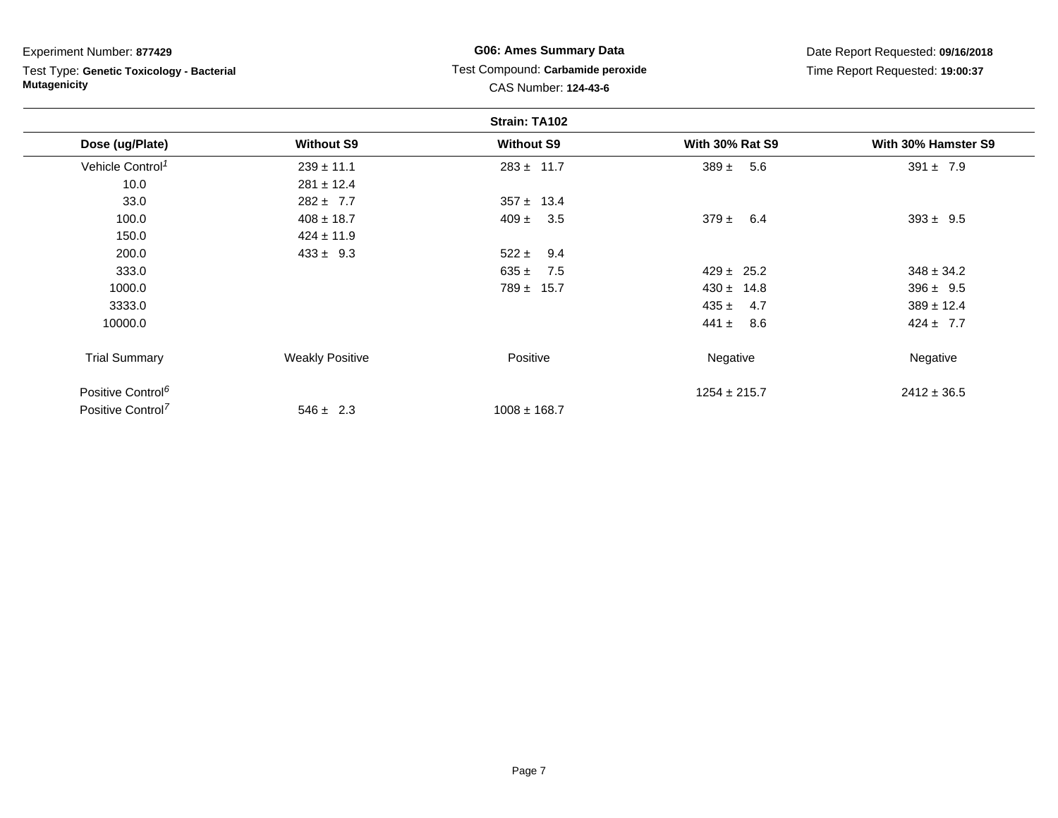Experiment Number: **877429**

Test Type: **Genetic Toxicology - Bacterial Mutagenicity**

**G06: Ames Summary Data**

Test Compound: **Carbamide peroxide**

CAS Number: **124-43-6**

Date Report Requested: **09/16/2018**

Time Report Requested: **19:00:37**

**Strain: TA102**

| Dose (ug/Plate) | Without S9 | Without S9 | With 30% Rat S9 | With 30% Hamster S9 |
|---|---|---|---|---|
| Vehicle Control[1] | 239 ± 11.1 | 283 ± 11.7 | 389 ± 5.6 | 391 ± 7.9 |
| 10.0 | 281 ± 12.4 | | | |
| 33.0 | 282 ± 7.7 | 357 ± 13.4 | | |
| 100.0 | 408 ± 18.7 | 409 ± 3.5 | 379 ± 6.4 | 393 ± 9.5 |
| 150.0 | 424 ± 11.9 | | | |
| 200.0 | 433 ± 9.3 | 522 ± 9.4 | | |
| 333.0 | | 635 ± 7.5 | 429 ± 25.2 | 348 ± 34.2 |
| 1000.0 | | 789 ± 15.7 | 430 ± 14.8 | 396 ± 9.5 |
| 3333.0 | | | 435 ± 4.7 | 389 ± 12.4 |
| 10000.0 | | | 441 ± 8.6 | 424 ± 7.7 |
| Trial Summary | Weakly Positive | Positive | Negative | Negative |
| Positive Control[6] | | | 1254 ± 215.7 | 2412 ± 36.5 |
| Positive Control[7] | 546 ± 2.3 | 1008 ± 168.7 | | |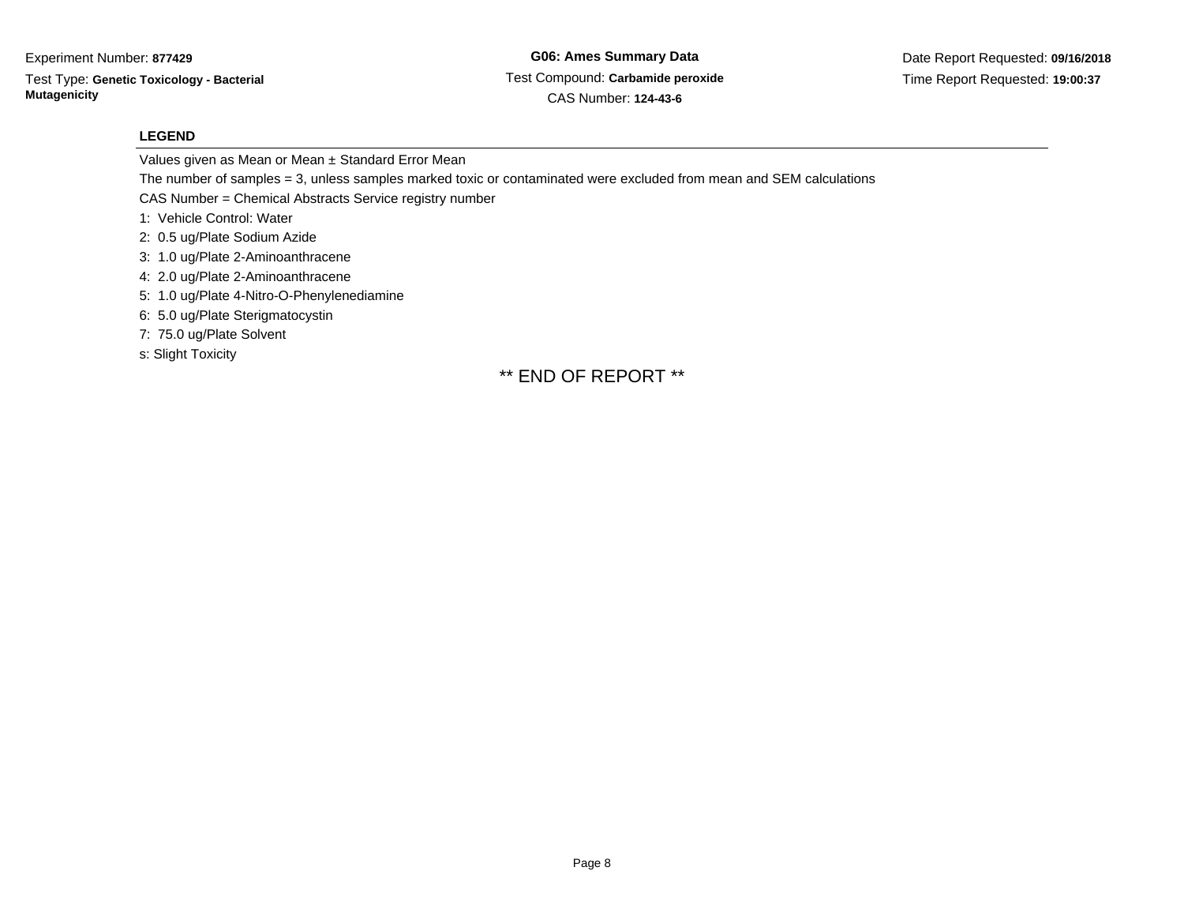Experiment Number: **877429**

Test Type: **Genetic Toxicology - Bacterial Mutagenicity**

**G06: Ames Summary Data**

Test Compound: **Carbamide peroxide**

CAS Number: **124-43-6**

Date Report Requested: **09/16/2018**

Time Report Requested: **19:00:37**

**LEGEND**

Values given as Mean or Mean ± Standard Error Mean

The number of samples = 3, unless samples marked toxic or contaminated were excluded from mean and SEM calculations

CAS Number = Chemical Abstracts Service registry number

1: Vehicle Control: Water

2: 0.5 ug/Plate Sodium Azide

3: 1.0 ug/Plate 2-Aminoanthracene

4: 2.0 ug/Plate 2-Aminoanthracene

5: 1.0 ug/Plate 4-Nitro-O-Phenylenediamine

6: 5.0 ug/Plate Sterigmatocystin

7: 75.0 ug/Plate Solvent

s: Slight Toxicity

** END OF REPORT **